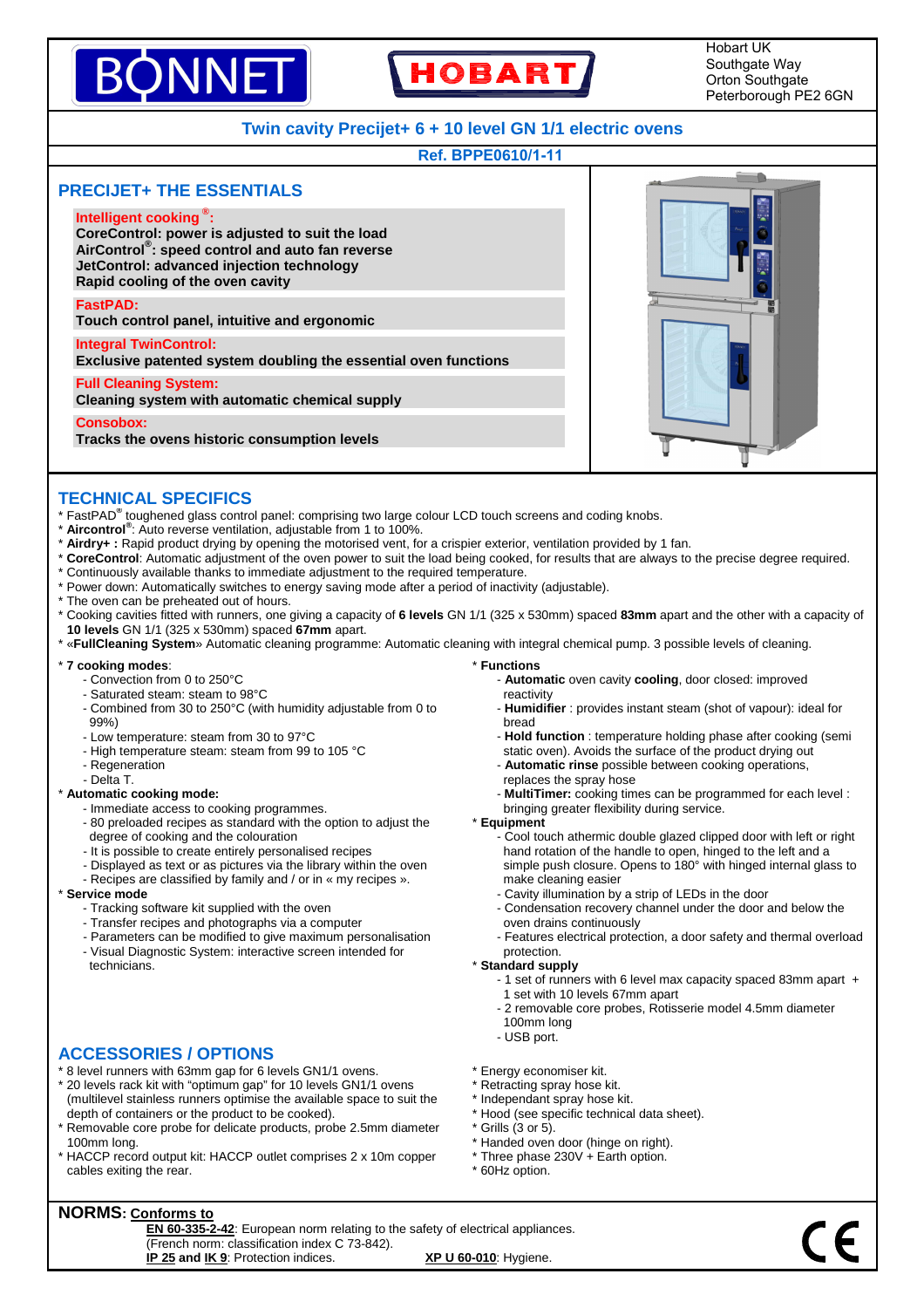BONNET HOBART

Hobart UK
Southgate Way
Orton Southgate
Peterborough PE2 6GN

# Twin cavity Precijet+ 6 + 10 level GN 1/1 electric ovens

**Ref. BPPE0610/1-11**

## PRECIJET+ THE ESSENTIALS

**Intelligent cooking®:**
**CoreControl: power is adjusted to suit the load**
**AirControl®: speed control and auto fan reverse**
**JetControl: advanced injection technology**
**Rapid cooling of the oven cavity**

**FastPAD:**
**Touch control panel, intuitive and ergonomic**

**Integral TwinControl:**
**Exclusive patented system doubling the essential oven functions**

**Full Cleaning System:**
**Cleaning system with automatic chemical supply**

**Consobox:**
**Tracks the ovens historic consumption levels**

## TECHNICAL SPECIFICS

* FastPAD® toughened glass control panel: comprising two large colour LCD touch screens and coding knobs.
* **Aircontrol®**: Auto reverse ventilation, adjustable from 1 to 100%.
* **Airdry+ :** Rapid product drying by opening the motorised vent, for a crispier exterior, ventilation provided by 1 fan.
* **CoreControl**: Automatic adjustment of the oven power to suit the load being cooked, for results that are always to the precise degree required.
* Continuously available thanks to immediate adjustment to the required temperature.
* Power down: Automatically switches to energy saving mode after a period of inactivity (adjustable).
* The oven can be preheated out of hours.
* Cooking cavities fitted with runners, one giving a capacity of **6 levels** GN 1/1 (325 x 530mm) spaced **83mm** apart and the other with a capacity of **10 levels** GN 1/1 (325 x 530mm) spaced **67mm** apart.
* «**FullCleaning System**» Automatic cleaning programme: Automatic cleaning with integral chemical pump. 3 possible levels of cleaning.

* **7 cooking modes**:
  - Convection from 0 to 250°C
  - Saturated steam: steam to 98°C
  - Combined from 30 to 250°C (with humidity adjustable from 0 to 99%)
  - Low temperature: steam from 30 to 97°C
  - High temperature steam: steam from 99 to 105 °C
  - Regeneration
  - Delta T.
* **Automatic cooking mode:**
  - Immediate access to cooking programmes.
  - 80 preloaded recipes as standard with the option to adjust the degree of cooking and the colouration
  - It is possible to create entirely personalised recipes
  - Displayed as text or as pictures via the library within the oven
  - Recipes are classified by family and / or in « my recipes ».
* **Service mode**
  - Tracking software kit supplied with the oven
  - Transfer recipes and photographs via a computer
  - Parameters can be modified to give maximum personalisation
  - Visual Diagnostic System: interactive screen intended for technicians.

* **Functions**
  - **Automatic** oven cavity **cooling**, door closed: improved reactivity
  - **Humidifier** : provides instant steam (shot of vapour): ideal for bread
  - **Hold function** : temperature holding phase after cooking (semi static oven). Avoids the surface of the product drying out
  - **Automatic rinse** possible between cooking operations, replaces the spray hose
  - **MultiTimer:** cooking times can be programmed for each level : bringing greater flexibility during service.
* **Equipment**
  - Cool touch athermic double glazed clipped door with left or right hand rotation of the handle to open, hinged to the left and a simple push closure. Opens to 180° with hinged internal glass to make cleaning easier
  - Cavity illumination by a strip of LEDs in the door
  - Condensation recovery channel under the door and below the oven drains continuously
  - Features electrical protection, a door safety and thermal overload protection.
* **Standard supply**
  - 1 set of runners with 6 level max capacity spaced 83mm apart + 1 set with 10 levels 67mm apart
  - 2 removable core probes, Rotisserie model 4.5mm diameter 100mm long
  - USB port.

## ACCESSORIES / OPTIONS

* 8 level runners with 63mm gap for 6 levels GN1/1 ovens.
* 20 levels rack kit with "optimum gap" for 10 levels GN1/1 ovens (multilevel stainless runners optimise the available space to suit the depth of containers or the product to be cooked).
* Removable core probe for delicate products, probe 2.5mm diameter 100mm long.
* HACCP record output kit: HACCP outlet comprises 2 x 10m copper cables exiting the rear.
* Energy economiser kit.
* Retracting spray hose kit.
* Independant spray hose kit.
* Hood (see specific technical data sheet).
* Grills (3 or 5).
* Handed oven door (hinge on right).
* Three phase 230V + Earth option.
* 60Hz option.

## NORMS: Conforms to

**EN 60-335-2-42**: European norm relating to the safety of electrical appliances. (French norm: classification index C 73-842).
**IP 25** and **IK 9**: Protection indices.
**XP U 60-010**: Hygiene.

CE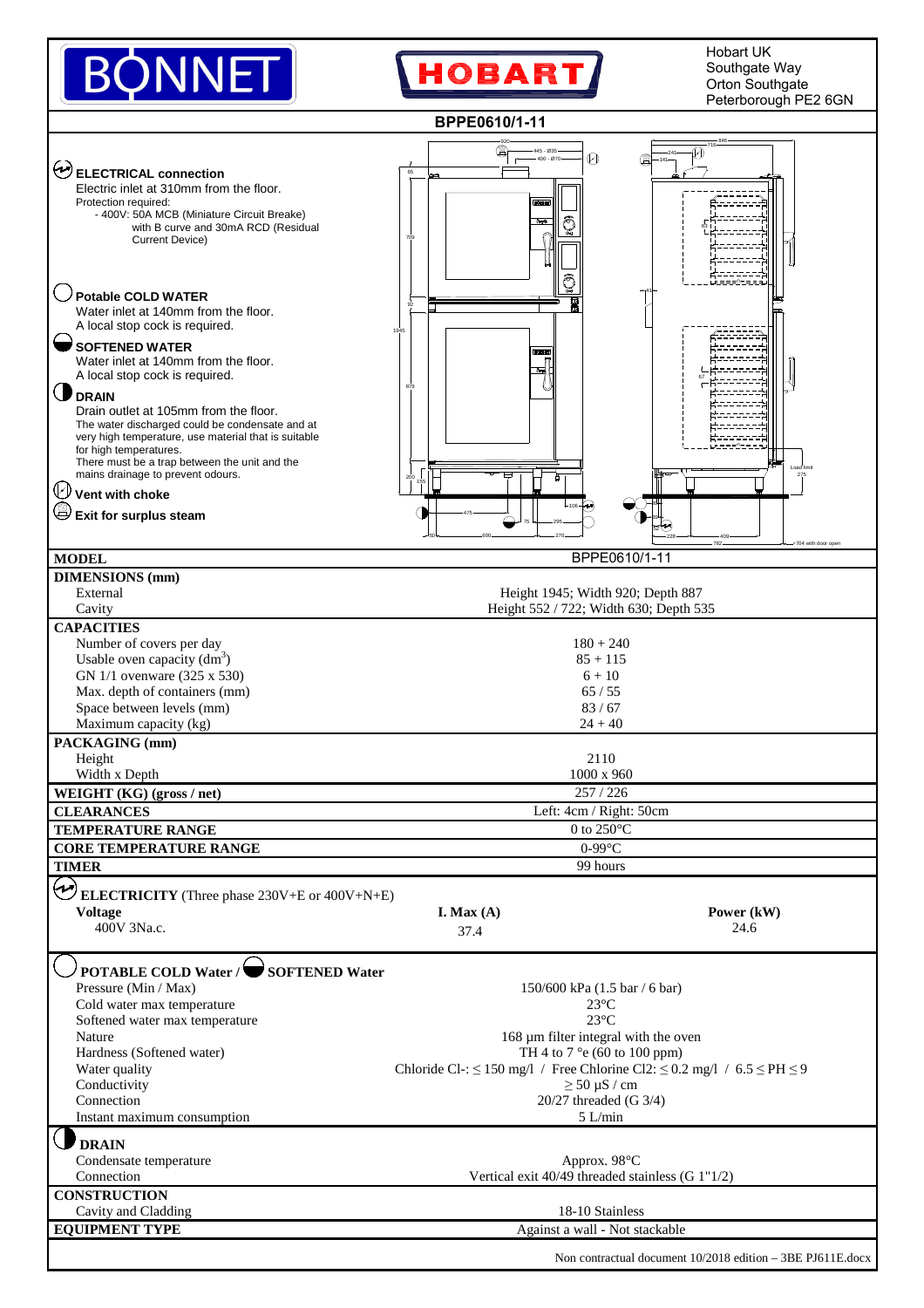BONNET HOBART

Hobart UK
Southgate Way
Orton Southgate
Peterborough PE2 6GN

## BPPE0610/1-11

**ELECTRICAL connection**
Electric inlet at 310mm from the floor.
Protection required:
- 400V: 50A MCB (Miniature Circuit Breake) with B curve and 30mA RCD (Residual Current Device)

**Potable COLD WATER**
Water inlet at 140mm from the floor.
A local stop cock is required.

**SOFTENED WATER**
Water inlet at 140mm from the floor.
A local stop cock is required.

**DRAIN**
Drain outlet at 105mm from the floor.
The water discharged could be condensate and at very high temperature, use material that is suitable for high temperatures.
There must be a trap between the unit and the mains drainage to prevent odours.

**Vent with choke**

**Exit for surplus steam**

| | | |
|---|---|---|
| **MODEL** | BPPE0610/1-11 | |
| **DIMENSIONS (mm)** | | |
| External | Height 1945; Width 920; Depth 887 | |
| Cavity | Height 552 / 722; Width 630; Depth 535 | |
| **CAPACITIES** | | |
| Number of covers per day | 180 + 240 | |
| Usable oven capacity (dm$^3$) | 85 + 115 | |
| GN 1/1 ovenware (325 x 530) | 6 + 10 | |
| Max. depth of containers (mm) | 65 / 55 | |
| Space between levels (mm) | 83 / 67 | |
| Maximum capacity (kg) | 24 + 40 | |
| **PACKAGING (mm)** | | |
| Height | 2110 | |
| Width x Depth | 1000 x 960 | |
| **WEIGHT (KG) (gross / net)** | 257 / 226 | |
| **CLEARANCES** | Left: 4cm / Right: 50cm | |
| **TEMPERATURE RANGE** | 0 to 250°C | |
| **CORE TEMPERATURE RANGE** | 0-99°C | |
| **TIMER** | 99 hours | |
| **ELECTRICITY** (Three phase 230V+E or 400V+N+E) | | |
| **Voltage** | **I. Max (A)** | **Power (kW)** |
| 400V 3Na.c. | 37.4 | 24.6 |
| **POTABLE COLD Water / SOFTENED Water** | | |
| Pressure (Min / Max) | 150/600 kPa (1.5 bar / 6 bar) | |
| Cold water max temperature | 23°C | |
| Softened water max temperature | 23°C | |
| Nature | 168 µm filter integral with the oven | |
| Hardness (Softened water) | TH 4 to 7 °e (60 to 100 ppm) | |
| Water quality | Chloride Cl-: ≤ 150 mg/l / Free Chlorine Cl2: ≤ 0.2 mg/l / 6.5 ≤ PH ≤ 9 | |
| Conductivity | ≥ 50 µS / cm | |
| Connection | 20/27 threaded (G 3/4) | |
| Instant maximum consumption | 5 L/min | |
| **DRAIN** | | |
| Condensate temperature | Approx. 98°C | |
| Connection | Vertical exit 40/49 threaded stainless (G 1"1/2) | |
| **CONSTRUCTION** | | |
| Cavity and Cladding | 18-10 Stainless | |
| **EQUIPMENT TYPE** | Against a wall - Not stackable | |

Non contractual document 10/2018 edition – 3BE PJ611E.docx